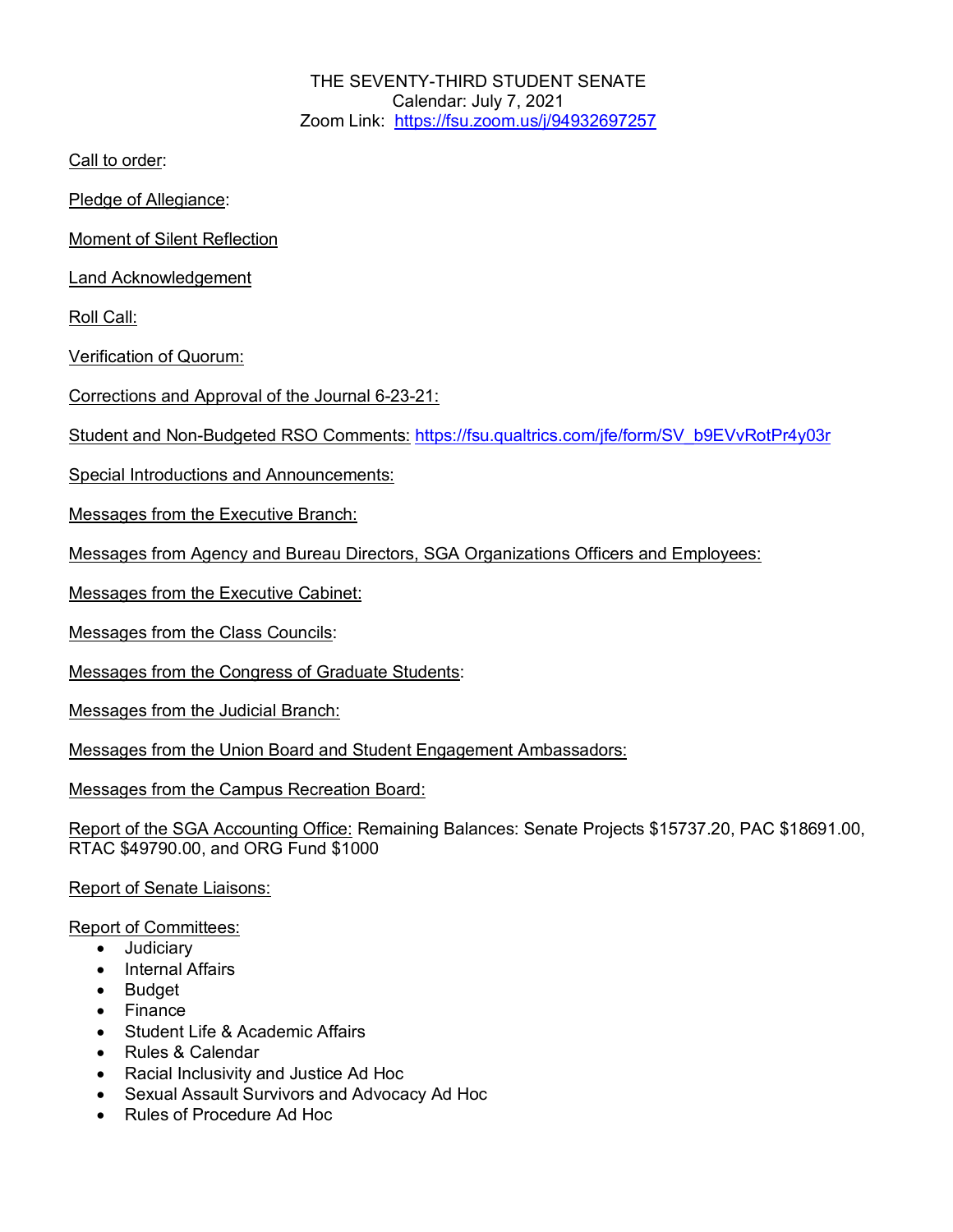THE SEVENTY-THIRD STUDENT SENATE
Calendar: July 7, 2021
Zoom Link: https://fsu.zoom.us/j/94932697257

Call to order:

Pledge of Allegiance:

Moment of Silent Reflection

Land Acknowledgement

Roll Call:

Verification of Quorum:

Corrections and Approval of the Journal 6-23-21:

Student and Non-Budgeted RSO Comments: https://fsu.qualtrics.com/jfe/form/SV_b9EVvRotPr4y03r

Special Introductions and Announcements:

Messages from the Executive Branch:

Messages from Agency and Bureau Directors, SGA Organizations Officers and Employees:

Messages from the Executive Cabinet:

Messages from the Class Councils:

Messages from the Congress of Graduate Students:

Messages from the Judicial Branch:

Messages from the Union Board and Student Engagement Ambassadors:

Messages from the Campus Recreation Board:

Report of the SGA Accounting Office: Remaining Balances: Senate Projects $15737.20, PAC $18691.00, RTAC $49790.00, and ORG Fund $1000

Report of Senate Liaisons:

Report of Committees:

- Judiciary
- Internal Affairs
- Budget
- Finance
- Student Life & Academic Affairs
- Rules & Calendar
- Racial Inclusivity and Justice Ad Hoc
- Sexual Assault Survivors and Advocacy Ad Hoc
- Rules of Procedure Ad Hoc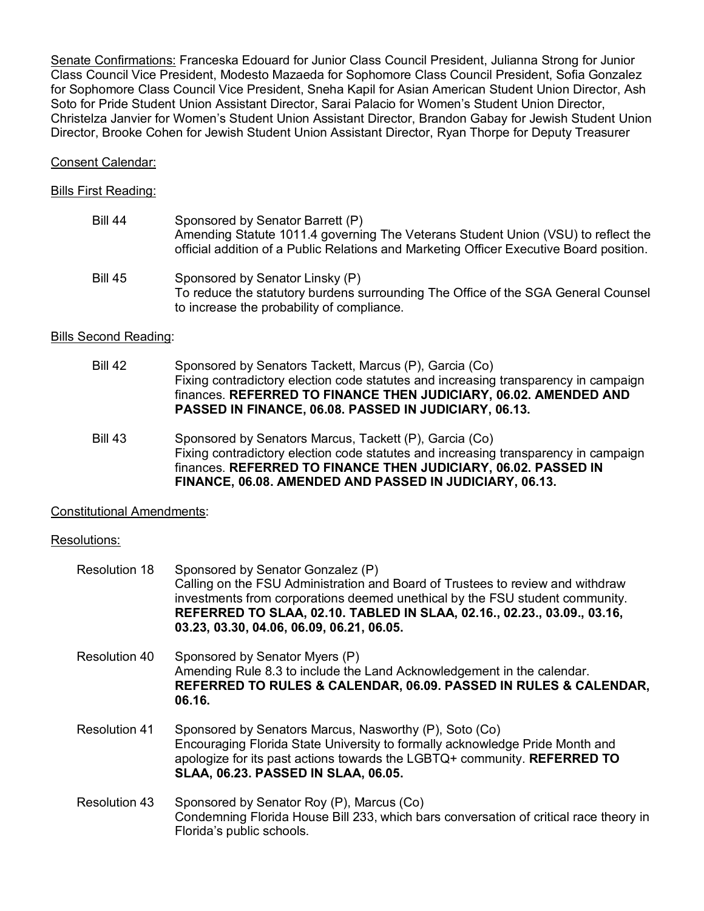Senate Confirmations: Franceska Edouard for Junior Class Council President, Julianna Strong for Junior Class Council Vice President, Modesto Mazaeda for Sophomore Class Council President, Sofia Gonzalez for Sophomore Class Council Vice President, Sneha Kapil for Asian American Student Union Director, Ash Soto for Pride Student Union Assistant Director, Sarai Palacio for Women's Student Union Director, Christelza Janvier for Women's Student Union Assistant Director, Brandon Gabay for Jewish Student Union Director, Brooke Cohen for Jewish Student Union Assistant Director, Ryan Thorpe for Deputy Treasurer

Consent Calendar:

Bills First Reading:

Bill 44 — Sponsored by Senator Barrett (P)
Amending Statute 1011.4 governing The Veterans Student Union (VSU) to reflect the official addition of a Public Relations and Marketing Officer Executive Board position.

Bill 45 — Sponsored by Senator Linsky (P)
To reduce the statutory burdens surrounding The Office of the SGA General Counsel to increase the probability of compliance.

Bills Second Reading:

Bill 42 — Sponsored by Senators Tackett, Marcus (P), Garcia (Co)
Fixing contradictory election code statutes and increasing transparency in campaign finances. **REFERRED TO FINANCE THEN JUDICIARY, 06.02. AMENDED AND PASSED IN FINANCE, 06.08. PASSED IN JUDICIARY, 06.13.**

Bill 43 — Sponsored by Senators Marcus, Tackett (P), Garcia (Co)
Fixing contradictory election code statutes and increasing transparency in campaign finances. **REFERRED TO FINANCE THEN JUDICIARY, 06.02. PASSED IN FINANCE, 06.08. AMENDED AND PASSED IN JUDICIARY, 06.13.**

Constitutional Amendments:

Resolutions:

Resolution 18 — Sponsored by Senator Gonzalez (P)
Calling on the FSU Administration and Board of Trustees to review and withdraw investments from corporations deemed unethical by the FSU student community. **REFERRED TO SLAA, 02.10. TABLED IN SLAA, 02.16., 02.23., 03.09., 03.16, 03.23, 03.30, 04.06, 06.09, 06.21, 06.05.**

Resolution 40 — Sponsored by Senator Myers (P)
Amending Rule 8.3 to include the Land Acknowledgement in the calendar. **REFERRED TO RULES & CALENDAR, 06.09. PASSED IN RULES & CALENDAR, 06.16.**

Resolution 41 — Sponsored by Senators Marcus, Nasworthy (P), Soto (Co)
Encouraging Florida State University to formally acknowledge Pride Month and apologize for its past actions towards the LGBTQ+ community. **REFERRED TO SLAA, 06.23. PASSED IN SLAA, 06.05.**

Resolution 43 — Sponsored by Senator Roy (P), Marcus (Co)
Condemning Florida House Bill 233, which bars conversation of critical race theory in Florida's public schools.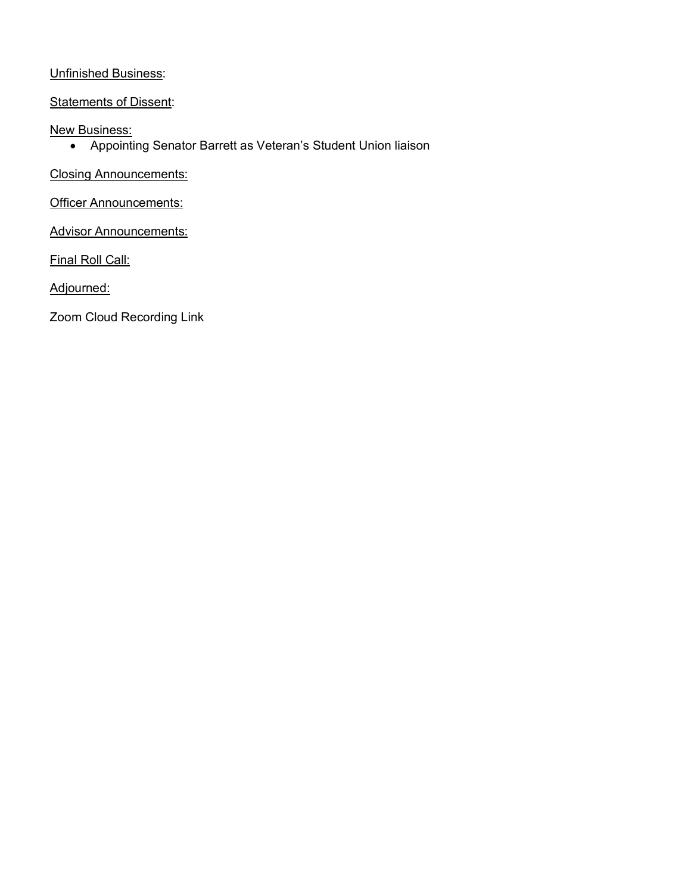Unfinished Business:

Statements of Dissent:

New Business:

- Appointing Senator Barrett as Veteran's Student Union liaison

Closing Announcements:

Officer Announcements:

Advisor Announcements:

Final Roll Call:

Adjourned:

Zoom Cloud Recording Link